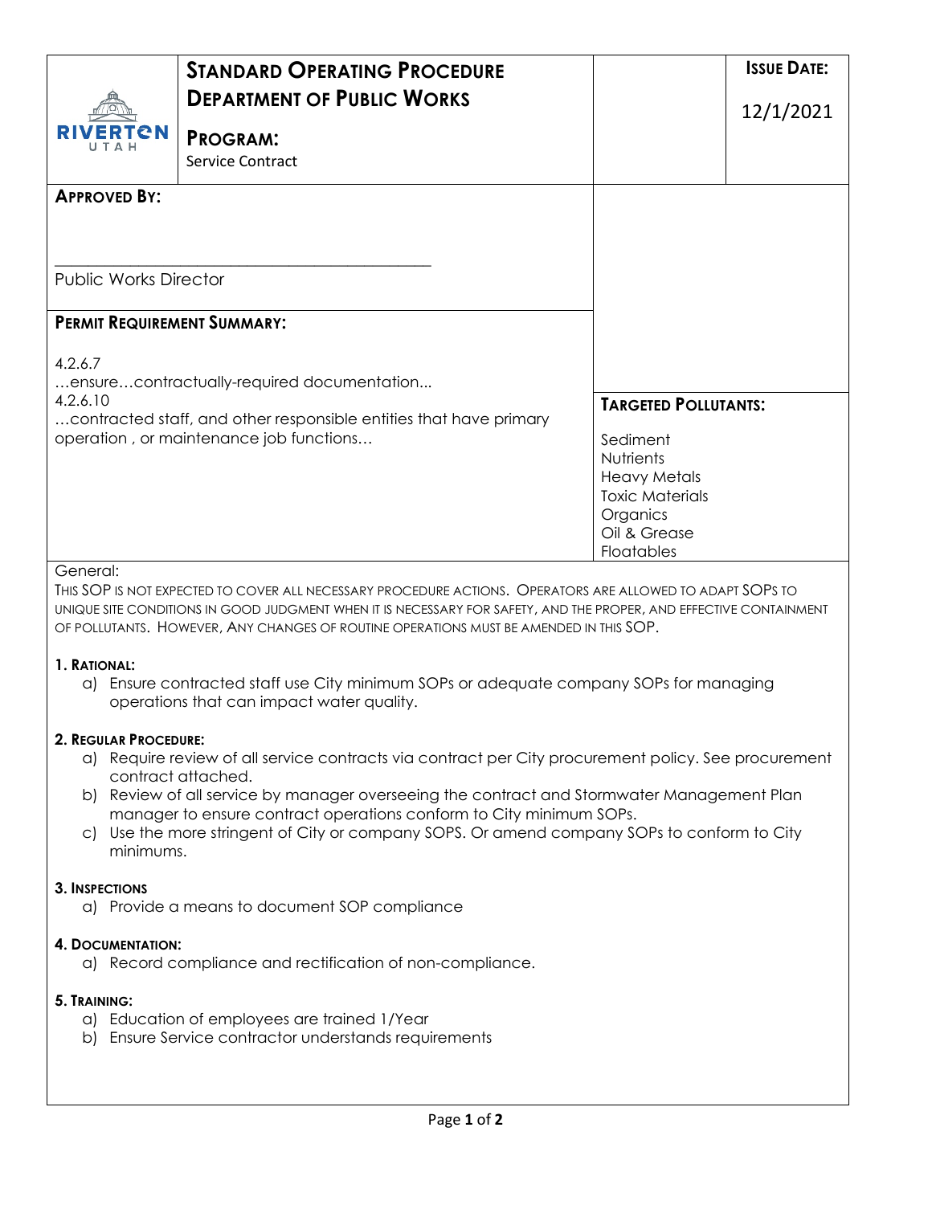RIVERTON UTAH

# STANDARD OPERATING PROCEDURE
## DEPARTMENT OF PUBLIC WORKS

**PROGRAM:**
Service Contract

**ISSUE DATE:** 12/1/2021

**APPROVED BY:**

\_\_\_\_\_\_\_\_\_\_\_\_\_\_\_\_\_\_\_\_\_\_\_\_\_\_\_\_\_\_\_\_\_\_\_\_\_\_\_\_\_\_\_\_

Public Works Director

**PERMIT REQUIREMENT SUMMARY:**

4.2.6.7
…ensure…contractually-required documentation...
4.2.6.10
…contracted staff, and other responsible entities that have primary operation , or maintenance job functions…

**TARGETED POLLUTANTS:**

Sediment
Nutrients
Heavy Metals
Toxic Materials
Organics
Oil & Grease
Floatables

General:
THIS SOP IS NOT EXPECTED TO COVER ALL NECESSARY PROCEDURE ACTIONS. OPERATORS ARE ALLOWED TO ADAPT SOPS TO UNIQUE SITE CONDITIONS IN GOOD JUDGMENT WHEN IT IS NECESSARY FOR SAFETY, AND THE PROPER, AND EFFECTIVE CONTAINMENT OF POLLUTANTS. HOWEVER, ANY CHANGES OF ROUTINE OPERATIONS MUST BE AMENDED IN THIS SOP.

**1. RATIONAL:**

a) Ensure contracted staff use City minimum SOPs or adequate company SOPs for managing operations that can impact water quality.

**2. REGULAR PROCEDURE:**

a) Require review of all service contracts via contract per City procurement policy. See procurement contract attached.
b) Review of all service by manager overseeing the contract and Stormwater Management Plan manager to ensure contract operations conform to City minimum SOPs.
c) Use the more stringent of City or company SOPS. Or amend company SOPs to conform to City minimums.

**3. INSPECTIONS**

a) Provide a means to document SOP compliance

**4. DOCUMENTATION:**

a) Record compliance and rectification of non-compliance.

**5. TRAINING:**

a) Education of employees are trained 1/Year
b) Ensure Service contractor understands requirements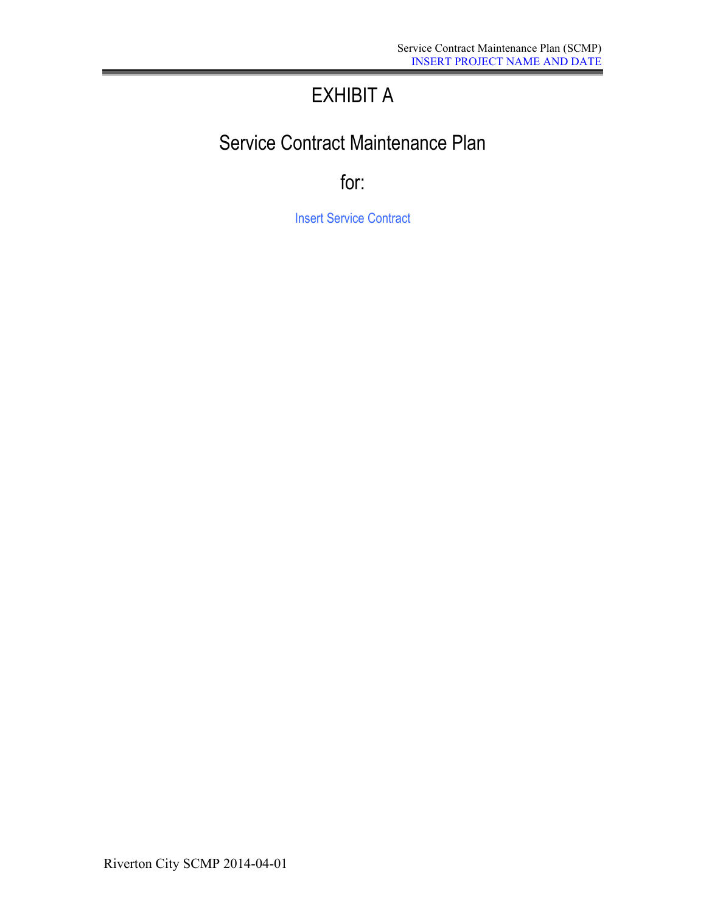# EXHIBIT A

## Service Contract Maintenance Plan

## for:

Insert Service Contract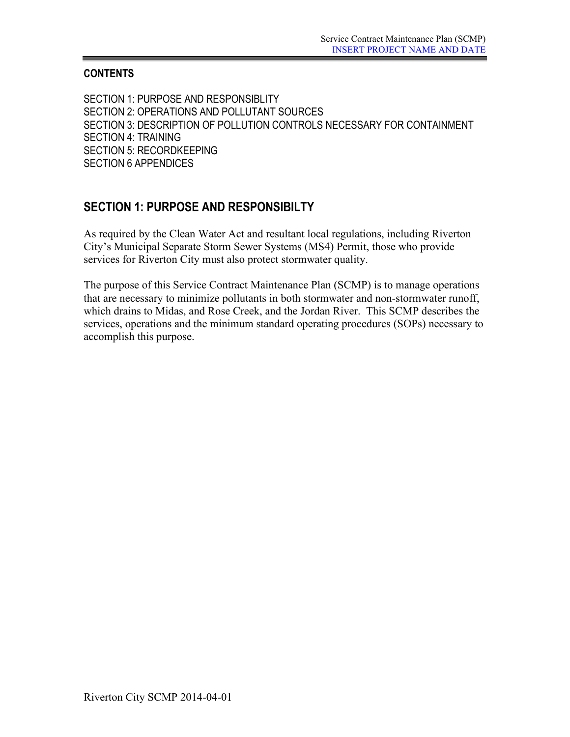**CONTENTS**

SECTION 1: PURPOSE AND RESPONSIBLITY
SECTION 2: OPERATIONS AND POLLUTANT SOURCES
SECTION 3: DESCRIPTION OF POLLUTION CONTROLS NECESSARY FOR CONTAINMENT
SECTION 4: TRAINING
SECTION 5: RECORDKEEPING
SECTION 6 APPENDICES

## SECTION 1: PURPOSE AND RESPONSIBILTY

As required by the Clean Water Act and resultant local regulations, including Riverton City's Municipal Separate Storm Sewer Systems (MS4) Permit, those who provide services for Riverton City must also protect stormwater quality.

The purpose of this Service Contract Maintenance Plan (SCMP) is to manage operations that are necessary to minimize pollutants in both stormwater and non-stormwater runoff, which drains to Midas, and Rose Creek, and the Jordan River. This SCMP describes the services, operations and the minimum standard operating procedures (SOPs) necessary to accomplish this purpose.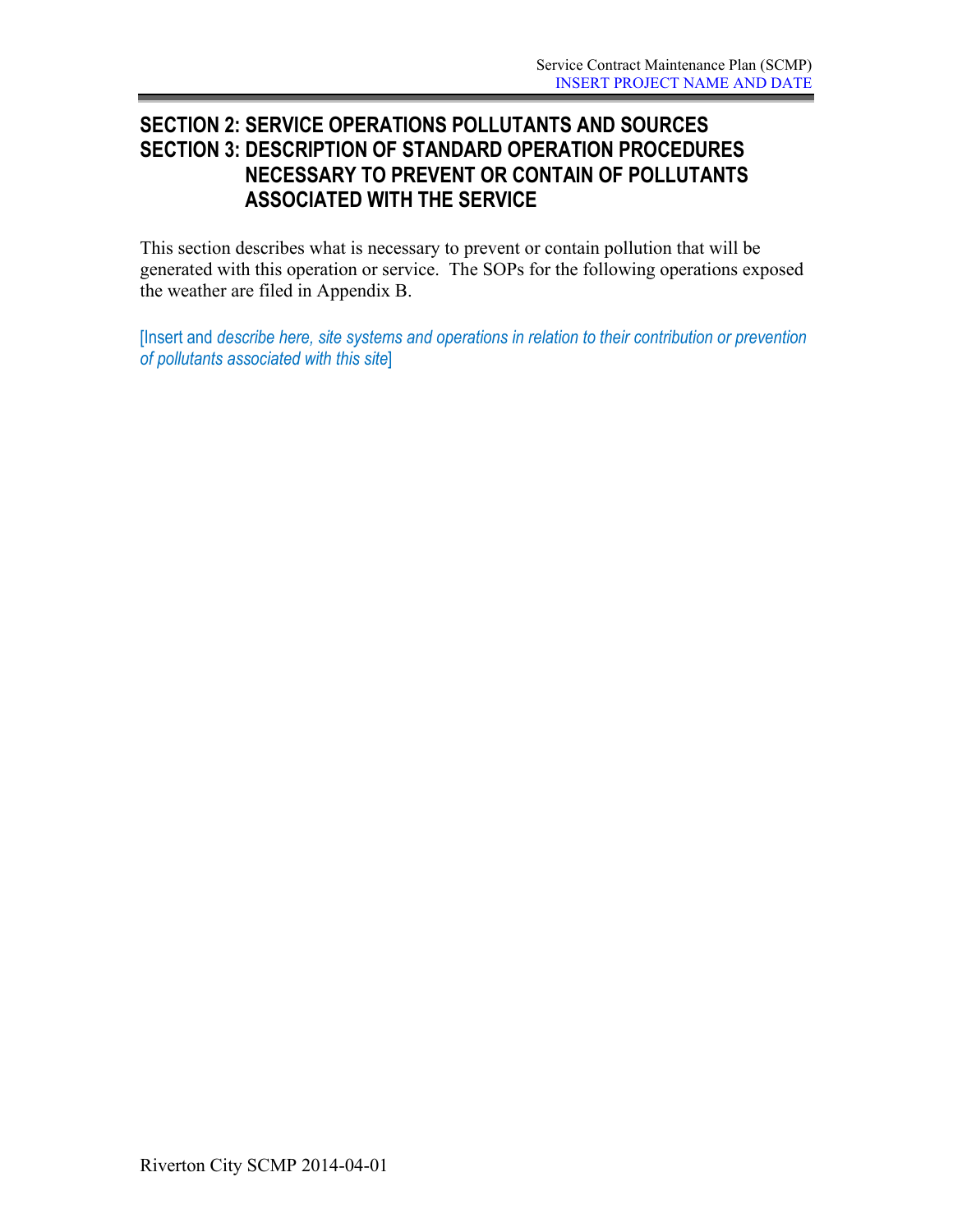# SECTION 2: SERVICE OPERATIONS POLLUTANTS AND SOURCES

# SECTION 3: DESCRIPTION OF STANDARD OPERATION PROCEDURES NECESSARY TO PREVENT OR CONTAIN OF POLLUTANTS ASSOCIATED WITH THE SERVICE

This section describes what is necessary to prevent or contain pollution that will be generated with this operation or service. The SOPs for the following operations exposed the weather are filed in Appendix B.

[Insert and *describe here, site systems and operations in relation to their contribution or prevention of pollutants associated with this site*]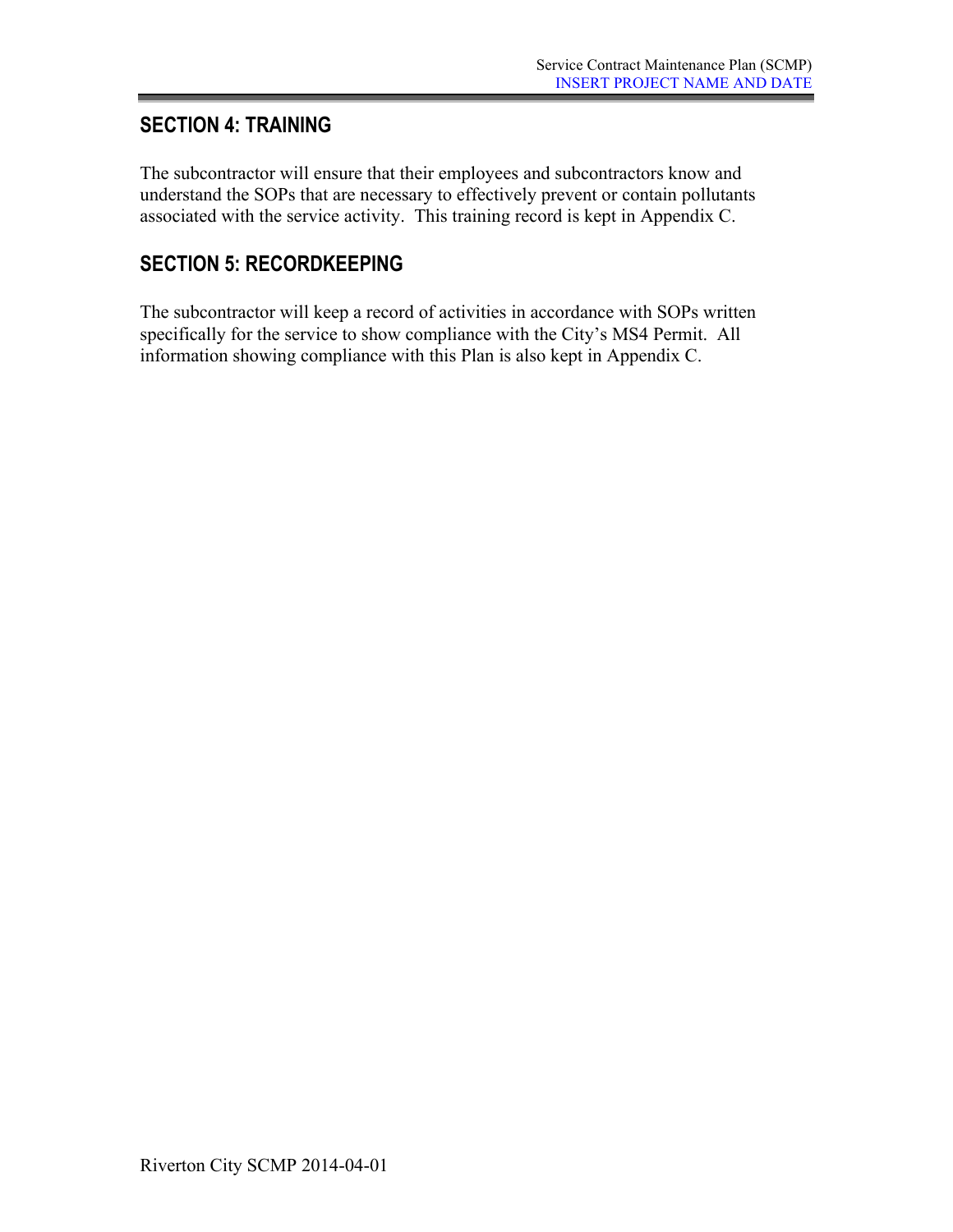## SECTION 4: TRAINING

The subcontractor will ensure that their employees and subcontractors know and understand the SOPs that are necessary to effectively prevent or contain pollutants associated with the service activity. This training record is kept in Appendix C.

## SECTION 5: RECORDKEEPING

The subcontractor will keep a record of activities in accordance with SOPs written specifically for the service to show compliance with the City's MS4 Permit. All information showing compliance with this Plan is also kept in Appendix C.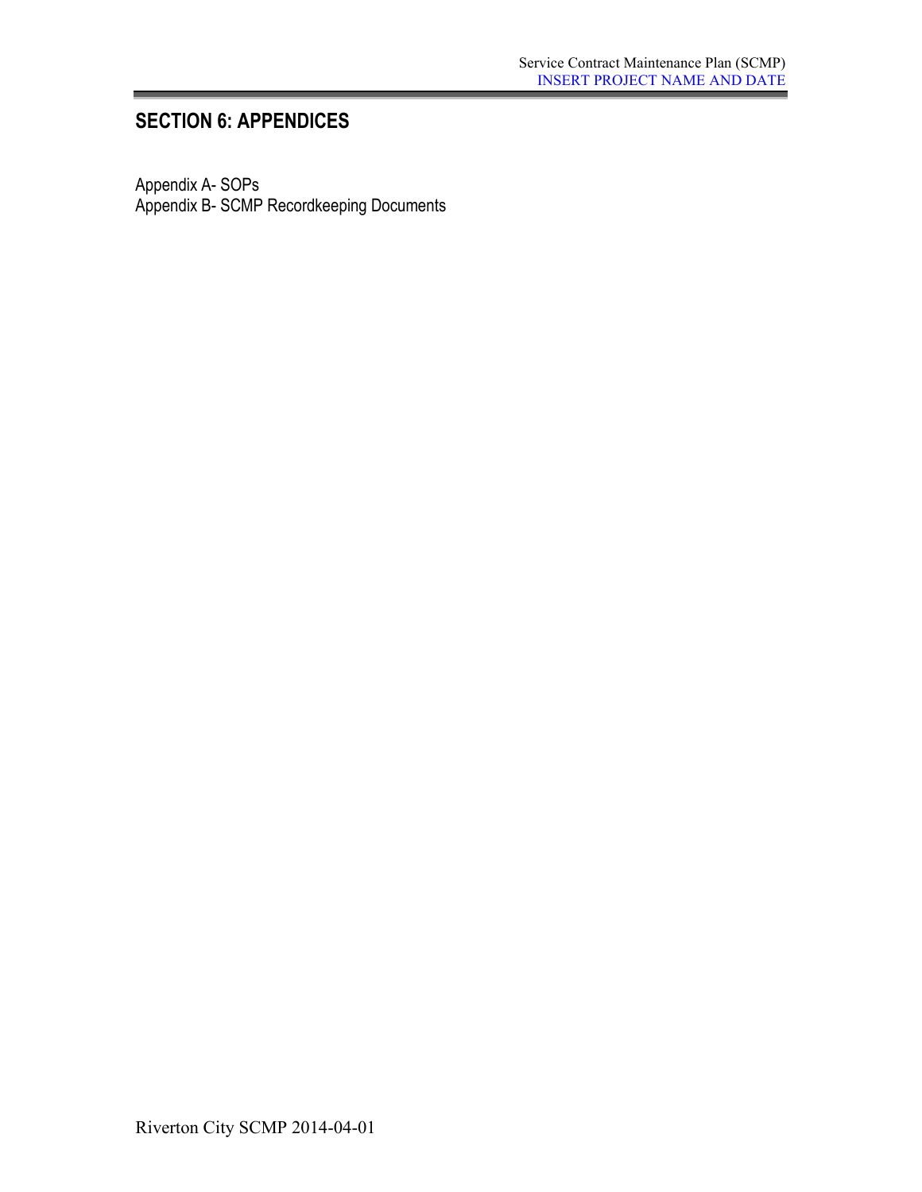## SECTION 6: APPENDICES

Appendix A- SOPs
Appendix B- SCMP Recordkeeping Documents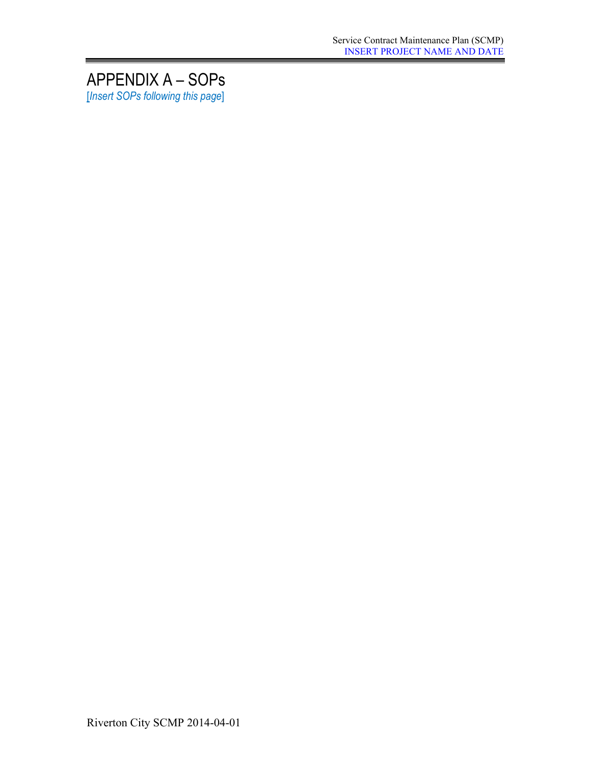# APPENDIX A – SOPs

[*Insert SOPs following this page*]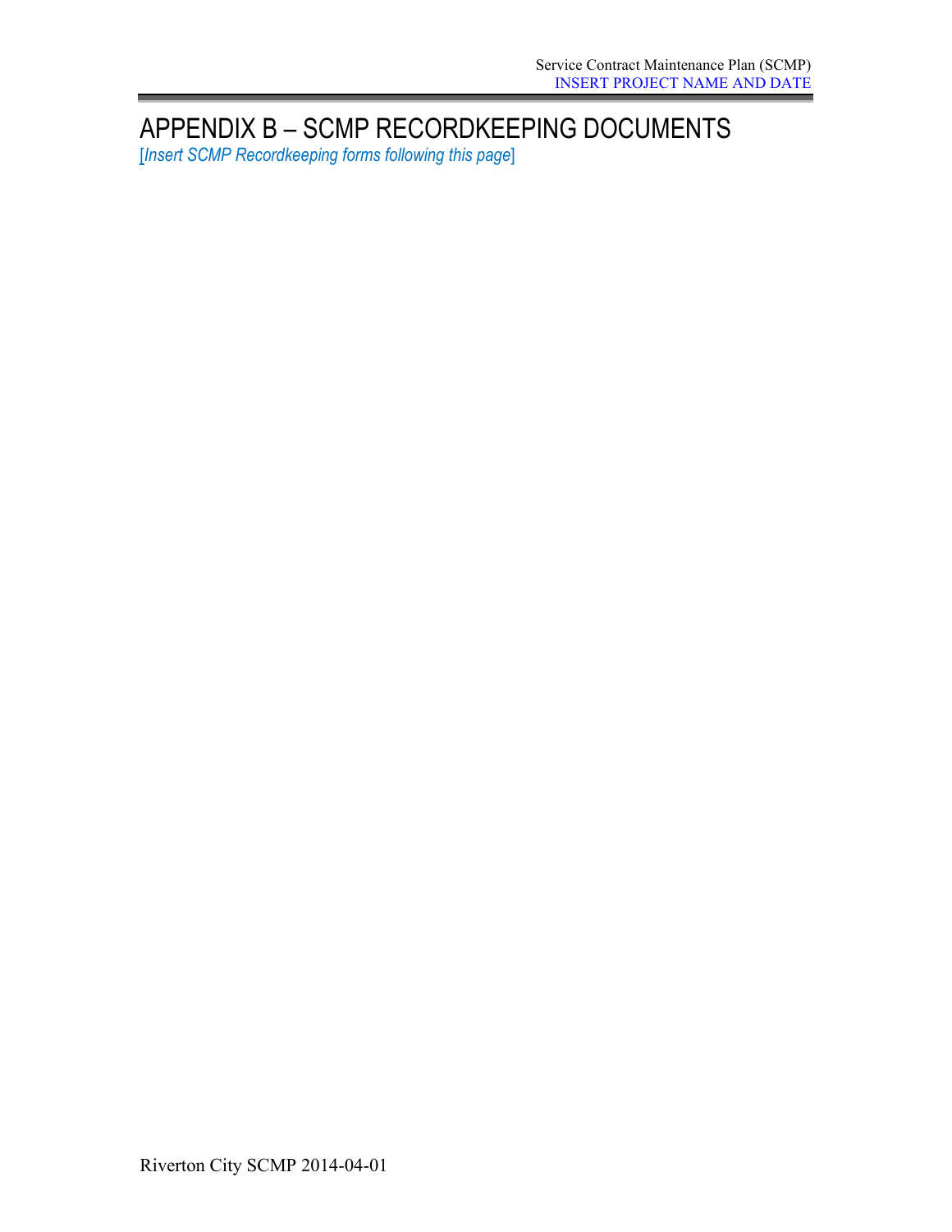# APPENDIX B – SCMP RECORDKEEPING DOCUMENTS

[*Insert SCMP Recordkeeping forms following this page*]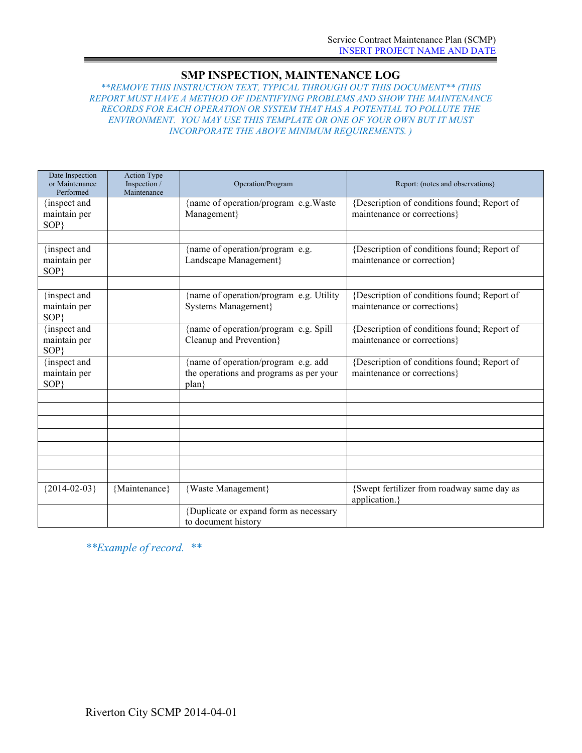## SMP INSPECTION, MAINTENANCE LOG

*\*\*REMOVE THIS INSTRUCTION TEXT, TYPICAL THROUGH OUT THIS DOCUMENT\*\* (THIS REPORT MUST HAVE A METHOD OF IDENTIFYING PROBLEMS AND SHOW THE MAINTENANCE RECORDS FOR EACH OPERATION OR SYSTEM THAT HAS A POTENTIAL TO POLLUTE THE ENVIRONMENT. YOU MAY USE THIS TEMPLATE OR ONE OF YOUR OWN BUT IT MUST INCORPORATE THE ABOVE MINIMUM REQUIREMENTS. )*

| Date Inspection or Maintenance Performed | Action Type Inspection / Maintenance | Operation/Program | Report: (notes and observations) |
|---|---|---|---|
| {inspect and maintain per SOP} | | {name of operation/program e.g.Waste Management} | {Description of conditions found; Report of maintenance or corrections} |
| | | | |
| {inspect and maintain per SOP} | | {name of operation/program e.g. Landscape Management} | {Description of conditions found; Report of maintenance or correction} |
| | | | |
| {inspect and maintain per SOP} | | {name of operation/program e.g. Utility Systems Management} | {Description of conditions found; Report of maintenance or corrections} |
| {inspect and maintain per SOP} | | {name of operation/program e.g. Spill Cleanup and Prevention} | {Description of conditions found; Report of maintenance or corrections} |
| {inspect and maintain per SOP} | | {name of operation/program e.g. add the operations and programs as per your plan} | {Description of conditions found; Report of maintenance or corrections} |
| | | | |
| | | | |
| | | | |
| | | | |
| | | | |
| | | | |
| | | | |
| {2014-02-03} | {Maintenance} | {Waste Management} | {Swept fertilizer from roadway same day as application.} |
| | | {Duplicate or expand form as necessary to document history | |

*\*\*Example of record. \*\**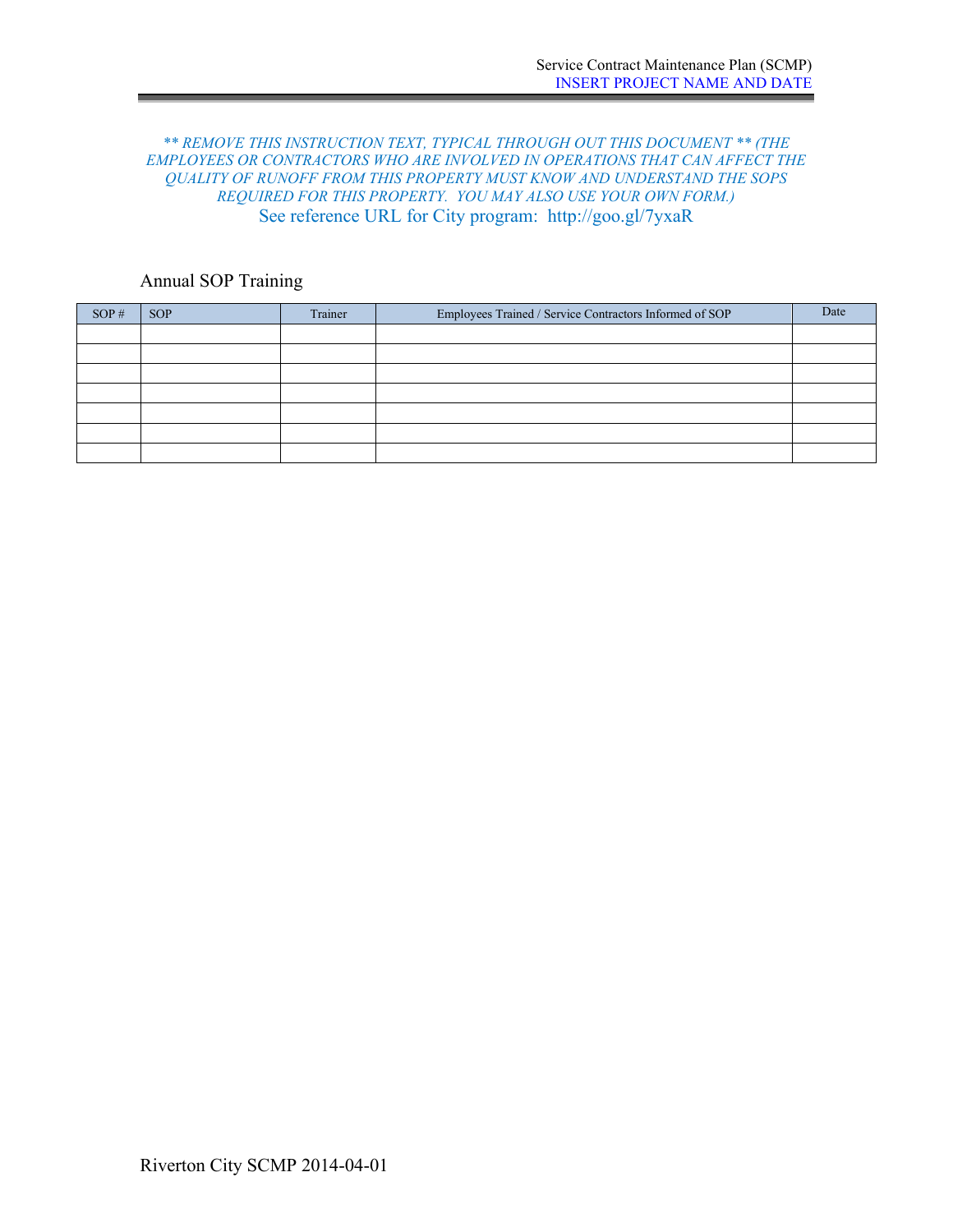*** REMOVE THIS INSTRUCTION TEXT, TYPICAL THROUGH OUT THIS DOCUMENT ** (THE EMPLOYEES OR CONTRACTORS WHO ARE INVOLVED IN OPERATIONS THAT CAN AFFECT THE QUALITY OF RUNOFF FROM THIS PROPERTY MUST KNOW AND UNDERSTAND THE SOPS REQUIRED FOR THIS PROPERTY. YOU MAY ALSO USE YOUR OWN FORM.)*

See reference URL for City program: http://goo.gl/7yxaR

## Annual SOP Training

| SOP # | SOP | Trainer | Employees Trained / Service Contractors Informed of SOP | Date |
|---|---|---|---|---|
| | | | | |
| | | | | |
| | | | | |
| | | | | |
| | | | | |
| | | | | |
| | | | | |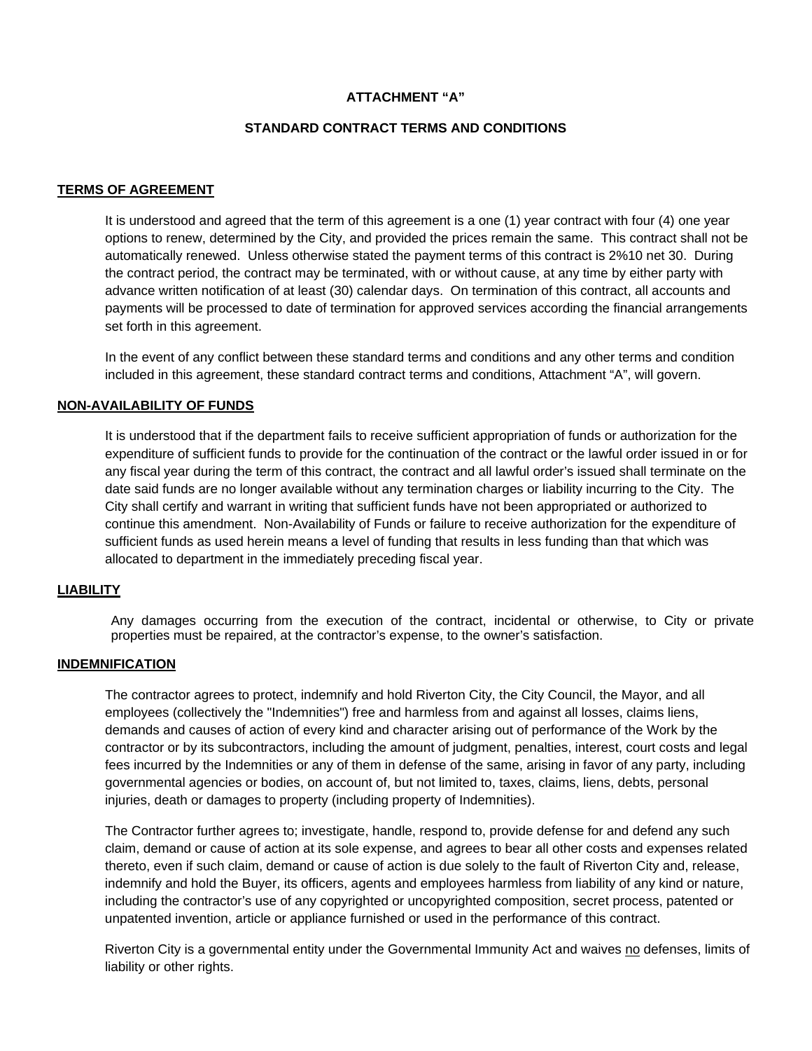**ATTACHMENT "A"**

**STANDARD CONTRACT TERMS AND CONDITIONS**

## TERMS OF AGREEMENT

It is understood and agreed that the term of this agreement is a one (1) year contract with four (4) one year options to renew, determined by the City, and provided the prices remain the same. This contract shall not be automatically renewed. Unless otherwise stated the payment terms of this contract is 2%10 net 30. During the contract period, the contract may be terminated, with or without cause, at any time by either party with advance written notification of at least (30) calendar days. On termination of this contract, all accounts and payments will be processed to date of termination for approved services according the financial arrangements set forth in this agreement.

In the event of any conflict between these standard terms and conditions and any other terms and condition included in this agreement, these standard contract terms and conditions, Attachment "A", will govern.

## NON-AVAILABILITY OF FUNDS

It is understood that if the department fails to receive sufficient appropriation of funds or authorization for the expenditure of sufficient funds to provide for the continuation of the contract or the lawful order issued in or for any fiscal year during the term of this contract, the contract and all lawful order's issued shall terminate on the date said funds are no longer available without any termination charges or liability incurring to the City. The City shall certify and warrant in writing that sufficient funds have not been appropriated or authorized to continue this amendment. Non-Availability of Funds or failure to receive authorization for the expenditure of sufficient funds as used herein means a level of funding that results in less funding than that which was allocated to department in the immediately preceding fiscal year.

## LIABILITY

Any damages occurring from the execution of the contract, incidental or otherwise, to City or private properties must be repaired, at the contractor's expense, to the owner's satisfaction.

## INDEMNIFICATION

The contractor agrees to protect, indemnify and hold Riverton City, the City Council, the Mayor, and all employees (collectively the "Indemnities") free and harmless from and against all losses, claims liens, demands and causes of action of every kind and character arising out of performance of the Work by the contractor or by its subcontractors, including the amount of judgment, penalties, interest, court costs and legal fees incurred by the Indemnities or any of them in defense of the same, arising in favor of any party, including governmental agencies or bodies, on account of, but not limited to, taxes, claims, liens, debts, personal injuries, death or damages to property (including property of Indemnities).

The Contractor further agrees to; investigate, handle, respond to, provide defense for and defend any such claim, demand or cause of action at its sole expense, and agrees to bear all other costs and expenses related thereto, even if such claim, demand or cause of action is due solely to the fault of Riverton City and, release, indemnify and hold the Buyer, its officers, agents and employees harmless from liability of any kind or nature, including the contractor's use of any copyrighted or uncopyrighted composition, secret process, patented or unpatented invention, article or appliance furnished or used in the performance of this contract.

Riverton City is a governmental entity under the Governmental Immunity Act and waives <u>no</u> defenses, limits of liability or other rights.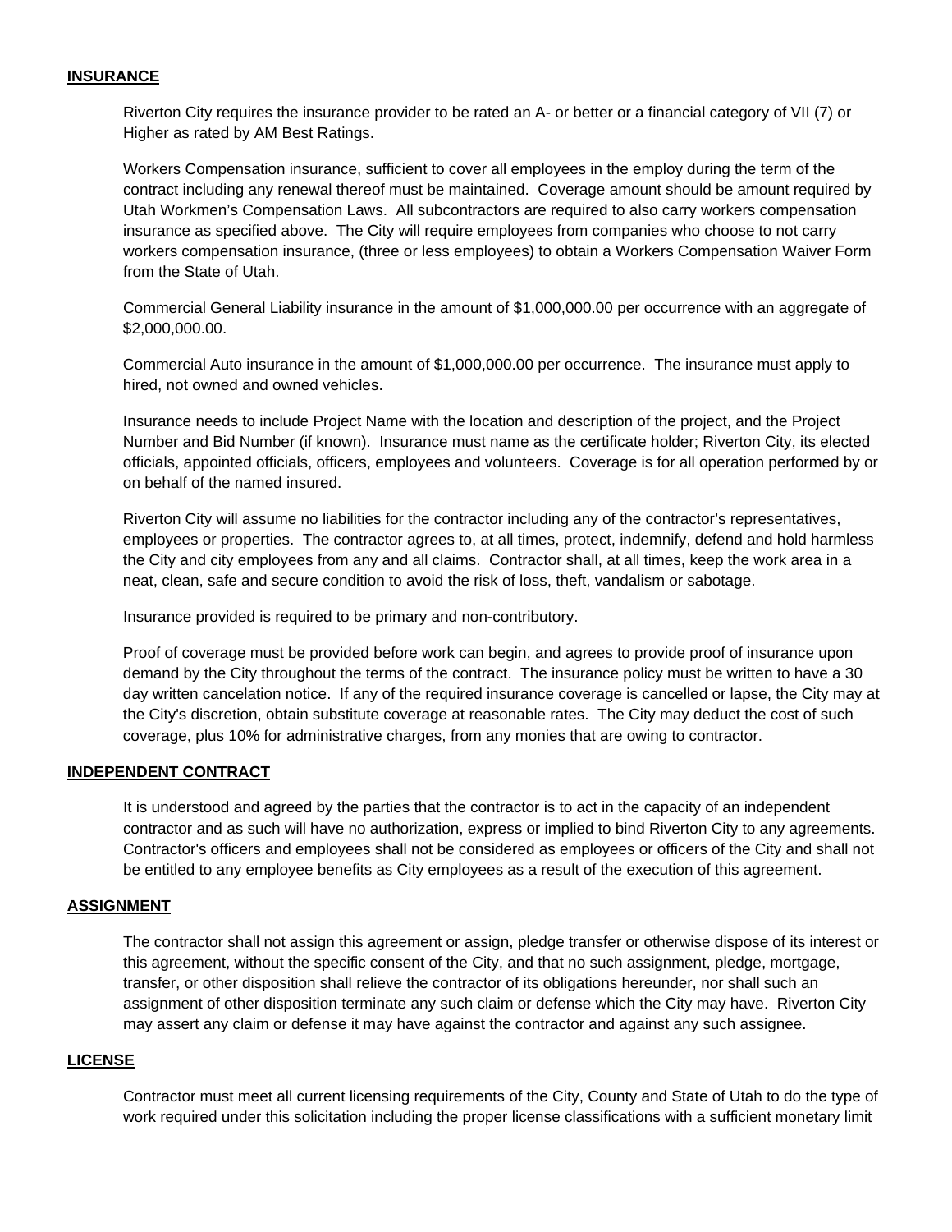**INSURANCE**

Riverton City requires the insurance provider to be rated an A- or better or a financial category of VII (7) or Higher as rated by AM Best Ratings.

Workers Compensation insurance, sufficient to cover all employees in the employ during the term of the contract including any renewal thereof must be maintained. Coverage amount should be amount required by Utah Workmen's Compensation Laws. All subcontractors are required to also carry workers compensation insurance as specified above. The City will require employees from companies who choose to not carry workers compensation insurance, (three or less employees) to obtain a Workers Compensation Waiver Form from the State of Utah.

Commercial General Liability insurance in the amount of $1,000,000.00 per occurrence with an aggregate of $2,000,000.00.

Commercial Auto insurance in the amount of $1,000,000.00 per occurrence. The insurance must apply to hired, not owned and owned vehicles.

Insurance needs to include Project Name with the location and description of the project, and the Project Number and Bid Number (if known). Insurance must name as the certificate holder; Riverton City, its elected officials, appointed officials, officers, employees and volunteers. Coverage is for all operation performed by or on behalf of the named insured.

Riverton City will assume no liabilities for the contractor including any of the contractor's representatives, employees or properties. The contractor agrees to, at all times, protect, indemnify, defend and hold harmless the City and city employees from any and all claims. Contractor shall, at all times, keep the work area in a neat, clean, safe and secure condition to avoid the risk of loss, theft, vandalism or sabotage.

Insurance provided is required to be primary and non-contributory.

Proof of coverage must be provided before work can begin, and agrees to provide proof of insurance upon demand by the City throughout the terms of the contract. The insurance policy must be written to have a 30 day written cancelation notice. If any of the required insurance coverage is cancelled or lapse, the City may at the City's discretion, obtain substitute coverage at reasonable rates. The City may deduct the cost of such coverage, plus 10% for administrative charges, from any monies that are owing to contractor.

**INDEPENDENT CONTRACT**

It is understood and agreed by the parties that the contractor is to act in the capacity of an independent contractor and as such will have no authorization, express or implied to bind Riverton City to any agreements. Contractor's officers and employees shall not be considered as employees or officers of the City and shall not be entitled to any employee benefits as City employees as a result of the execution of this agreement.

**ASSIGNMENT**

The contractor shall not assign this agreement or assign, pledge transfer or otherwise dispose of its interest or this agreement, without the specific consent of the City, and that no such assignment, pledge, mortgage, transfer, or other disposition shall relieve the contractor of its obligations hereunder, nor shall such an assignment of other disposition terminate any such claim or defense which the City may have. Riverton City may assert any claim or defense it may have against the contractor and against any such assignee.

**LICENSE**

Contractor must meet all current licensing requirements of the City, County and State of Utah to do the type of work required under this solicitation including the proper license classifications with a sufficient monetary limit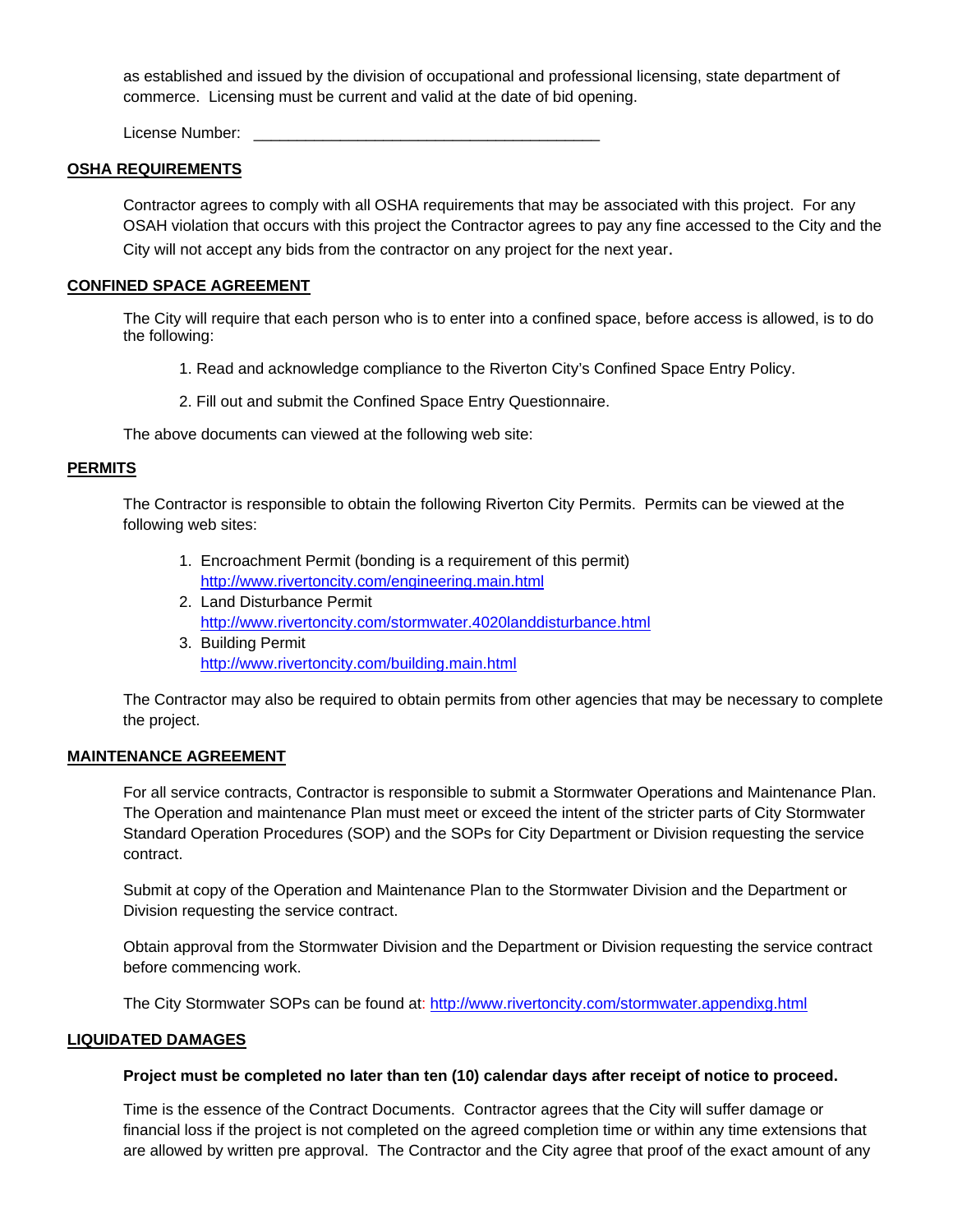as established and issued by the division of occupational and professional licensing, state department of commerce. Licensing must be current and valid at the date of bid opening.

License Number: ________________________________________

## OSHA REQUIREMENTS

Contractor agrees to comply with all OSHA requirements that may be associated with this project. For any OSAH violation that occurs with this project the Contractor agrees to pay any fine accessed to the City and the City will not accept any bids from the contractor on any project for the next year.

## CONFINED SPACE AGREEMENT

The City will require that each person who is to enter into a confined space, before access is allowed, is to do the following:

1. Read and acknowledge compliance to the Riverton City's Confined Space Entry Policy.

2. Fill out and submit the Confined Space Entry Questionnaire.

The above documents can viewed at the following web site:

## PERMITS

The Contractor is responsible to obtain the following Riverton City Permits. Permits can be viewed at the following web sites:

1. Encroachment Permit (bonding is a requirement of this permit)
   http://www.rivertoncity.com/engineering.main.html
2. Land Disturbance Permit
   http://www.rivertoncity.com/stormwater.4020landdisturbance.html
3. Building Permit
   http://www.rivertoncity.com/building.main.html

The Contractor may also be required to obtain permits from other agencies that may be necessary to complete the project.

## MAINTENANCE AGREEMENT

For all service contracts, Contractor is responsible to submit a Stormwater Operations and Maintenance Plan. The Operation and maintenance Plan must meet or exceed the intent of the stricter parts of City Stormwater Standard Operation Procedures (SOP) and the SOPs for City Department or Division requesting the service contract.

Submit at copy of the Operation and Maintenance Plan to the Stormwater Division and the Department or Division requesting the service contract.

Obtain approval from the Stormwater Division and the Department or Division requesting the service contract before commencing work.

The City Stormwater SOPs can be found at: http://www.rivertoncity.com/stormwater.appendixg.html

## LIQUIDATED DAMAGES

**Project must be completed no later than ten (10) calendar days after receipt of notice to proceed.**

Time is the essence of the Contract Documents. Contractor agrees that the City will suffer damage or financial loss if the project is not completed on the agreed completion time or within any time extensions that are allowed by written pre approval. The Contractor and the City agree that proof of the exact amount of any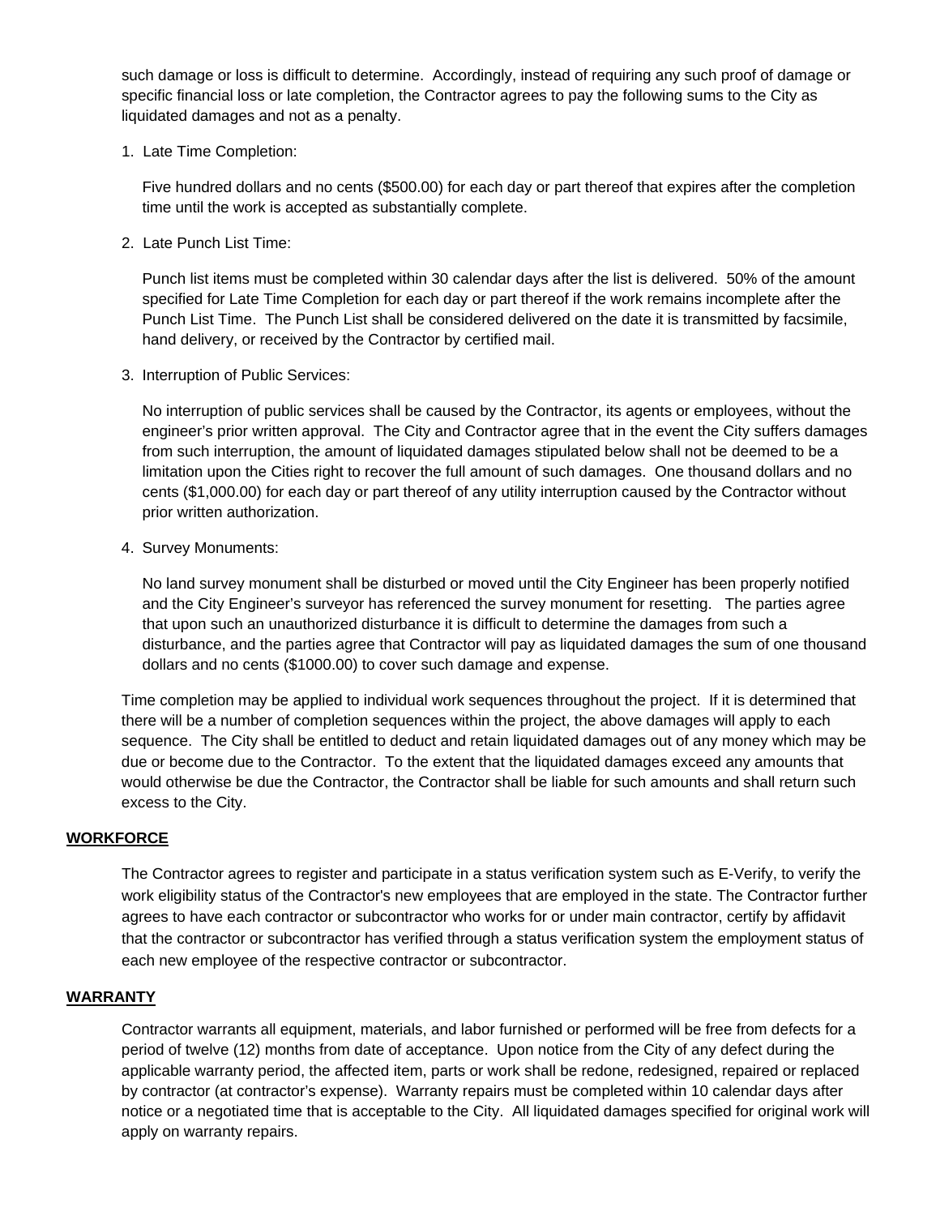such damage or loss is difficult to determine. Accordingly, instead of requiring any such proof of damage or specific financial loss or late completion, the Contractor agrees to pay the following sums to the City as liquidated damages and not as a penalty.

1. Late Time Completion:

   Five hundred dollars and no cents ($500.00) for each day or part thereof that expires after the completion time until the work is accepted as substantially complete.

2. Late Punch List Time:

   Punch list items must be completed within 30 calendar days after the list is delivered. 50% of the amount specified for Late Time Completion for each day or part thereof if the work remains incomplete after the Punch List Time. The Punch List shall be considered delivered on the date it is transmitted by facsimile, hand delivery, or received by the Contractor by certified mail.

3. Interruption of Public Services:

   No interruption of public services shall be caused by the Contractor, its agents or employees, without the engineer's prior written approval. The City and Contractor agree that in the event the City suffers damages from such interruption, the amount of liquidated damages stipulated below shall not be deemed to be a limitation upon the Cities right to recover the full amount of such damages. One thousand dollars and no cents ($1,000.00) for each day or part thereof of any utility interruption caused by the Contractor without prior written authorization.

4. Survey Monuments:

   No land survey monument shall be disturbed or moved until the City Engineer has been properly notified and the City Engineer's surveyor has referenced the survey monument for resetting. The parties agree that upon such an unauthorized disturbance it is difficult to determine the damages from such a disturbance, and the parties agree that Contractor will pay as liquidated damages the sum of one thousand dollars and no cents ($1000.00) to cover such damage and expense.

Time completion may be applied to individual work sequences throughout the project. If it is determined that there will be a number of completion sequences within the project, the above damages will apply to each sequence. The City shall be entitled to deduct and retain liquidated damages out of any money which may be due or become due to the Contractor. To the extent that the liquidated damages exceed any amounts that would otherwise be due the Contractor, the Contractor shall be liable for such amounts and shall return such excess to the City.

**WORKFORCE**

The Contractor agrees to register and participate in a status verification system such as E-Verify, to verify the work eligibility status of the Contractor's new employees that are employed in the state. The Contractor further agrees to have each contractor or subcontractor who works for or under main contractor, certify by affidavit that the contractor or subcontractor has verified through a status verification system the employment status of each new employee of the respective contractor or subcontractor.

**WARRANTY**

Contractor warrants all equipment, materials, and labor furnished or performed will be free from defects for a period of twelve (12) months from date of acceptance. Upon notice from the City of any defect during the applicable warranty period, the affected item, parts or work shall be redone, redesigned, repaired or replaced by contractor (at contractor's expense). Warranty repairs must be completed within 10 calendar days after notice or a negotiated time that is acceptable to the City. All liquidated damages specified for original work will apply on warranty repairs.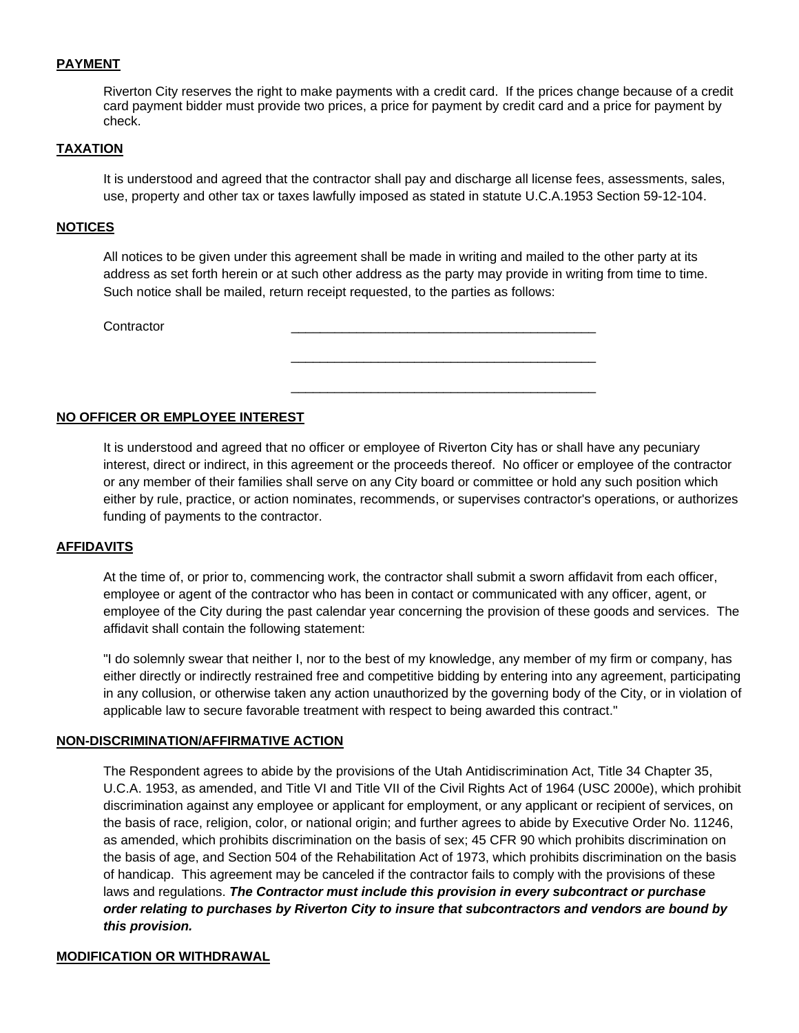**PAYMENT**

Riverton City reserves the right to make payments with a credit card. If the prices change because of a credit card payment bidder must provide two prices, a price for payment by credit card and a price for payment by check.

**TAXATION**

It is understood and agreed that the contractor shall pay and discharge all license fees, assessments, sales, use, property and other tax or taxes lawfully imposed as stated in statute U.C.A.1953 Section 59-12-104.

**NOTICES**

All notices to be given under this agreement shall be made in writing and mailed to the other party at its address as set forth herein or at such other address as the party may provide in writing from time to time. Such notice shall be mailed, return receipt requested, to the parties as follows:

Contractor ___________________________________________

___________________________________________

___________________________________________

**NO OFFICER OR EMPLOYEE INTEREST**

It is understood and agreed that no officer or employee of Riverton City has or shall have any pecuniary interest, direct or indirect, in this agreement or the proceeds thereof. No officer or employee of the contractor or any member of their families shall serve on any City board or committee or hold any such position which either by rule, practice, or action nominates, recommends, or supervises contractor's operations, or authorizes funding of payments to the contractor.

**AFFIDAVITS**

At the time of, or prior to, commencing work, the contractor shall submit a sworn affidavit from each officer, employee or agent of the contractor who has been in contact or communicated with any officer, agent, or employee of the City during the past calendar year concerning the provision of these goods and services. The affidavit shall contain the following statement:

"I do solemnly swear that neither I, nor to the best of my knowledge, any member of my firm or company, has either directly or indirectly restrained free and competitive bidding by entering into any agreement, participating in any collusion, or otherwise taken any action unauthorized by the governing body of the City, or in violation of applicable law to secure favorable treatment with respect to being awarded this contract."

**NON-DISCRIMINATION/AFFIRMATIVE ACTION**

The Respondent agrees to abide by the provisions of the Utah Antidiscrimination Act, Title 34 Chapter 35, U.C.A. 1953, as amended, and Title VI and Title VII of the Civil Rights Act of 1964 (USC 2000e), which prohibit discrimination against any employee or applicant for employment, or any applicant or recipient of services, on the basis of race, religion, color, or national origin; and further agrees to abide by Executive Order No. 11246, as amended, which prohibits discrimination on the basis of sex; 45 CFR 90 which prohibits discrimination on the basis of age, and Section 504 of the Rehabilitation Act of 1973, which prohibits discrimination on the basis of handicap. This agreement may be canceled if the contractor fails to comply with the provisions of these laws and regulations. ***The Contractor must include this provision in every subcontract or purchase order relating to purchases by Riverton City to insure that subcontractors and vendors are bound by this provision.***

**MODIFICATION OR WITHDRAWAL**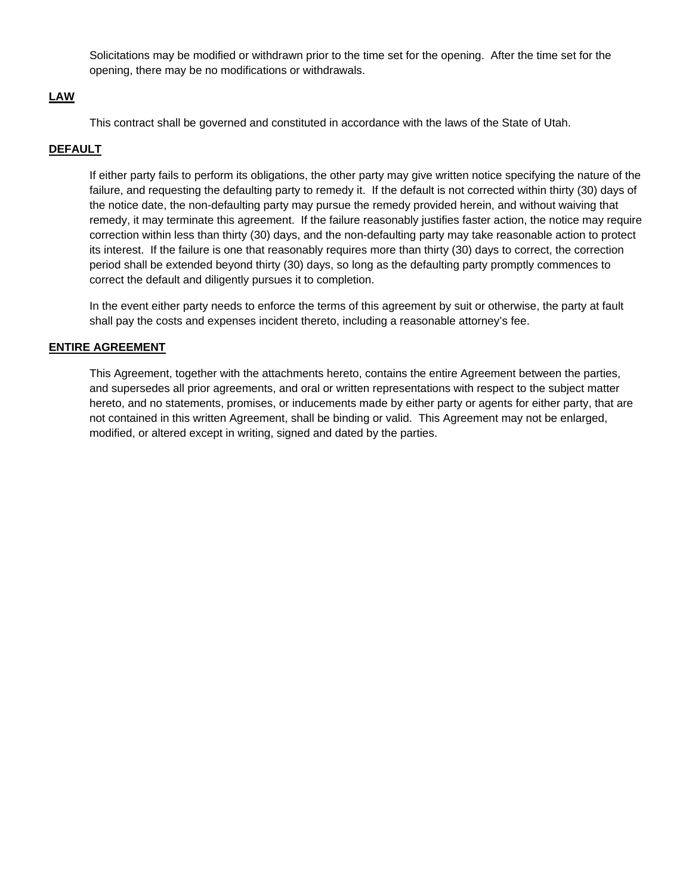Solicitations may be modified or withdrawn prior to the time set for the opening. After the time set for the opening, there may be no modifications or withdrawals.

**LAW**

This contract shall be governed and constituted in accordance with the laws of the State of Utah.

**DEFAULT**

If either party fails to perform its obligations, the other party may give written notice specifying the nature of the failure, and requesting the defaulting party to remedy it. If the default is not corrected within thirty (30) days of the notice date, the non-defaulting party may pursue the remedy provided herein, and without waiving that remedy, it may terminate this agreement. If the failure reasonably justifies faster action, the notice may require correction within less than thirty (30) days, and the non-defaulting party may take reasonable action to protect its interest. If the failure is one that reasonably requires more than thirty (30) days to correct, the correction period shall be extended beyond thirty (30) days, so long as the defaulting party promptly commences to correct the default and diligently pursues it to completion.

In the event either party needs to enforce the terms of this agreement by suit or otherwise, the party at fault shall pay the costs and expenses incident thereto, including a reasonable attorney's fee.

**ENTIRE AGREEMENT**

This Agreement, together with the attachments hereto, contains the entire Agreement between the parties, and supersedes all prior agreements, and oral or written representations with respect to the subject matter hereto, and no statements, promises, or inducements made by either party or agents for either party, that are not contained in this written Agreement, shall be binding or valid. This Agreement may not be enlarged, modified, or altered except in writing, signed and dated by the parties.